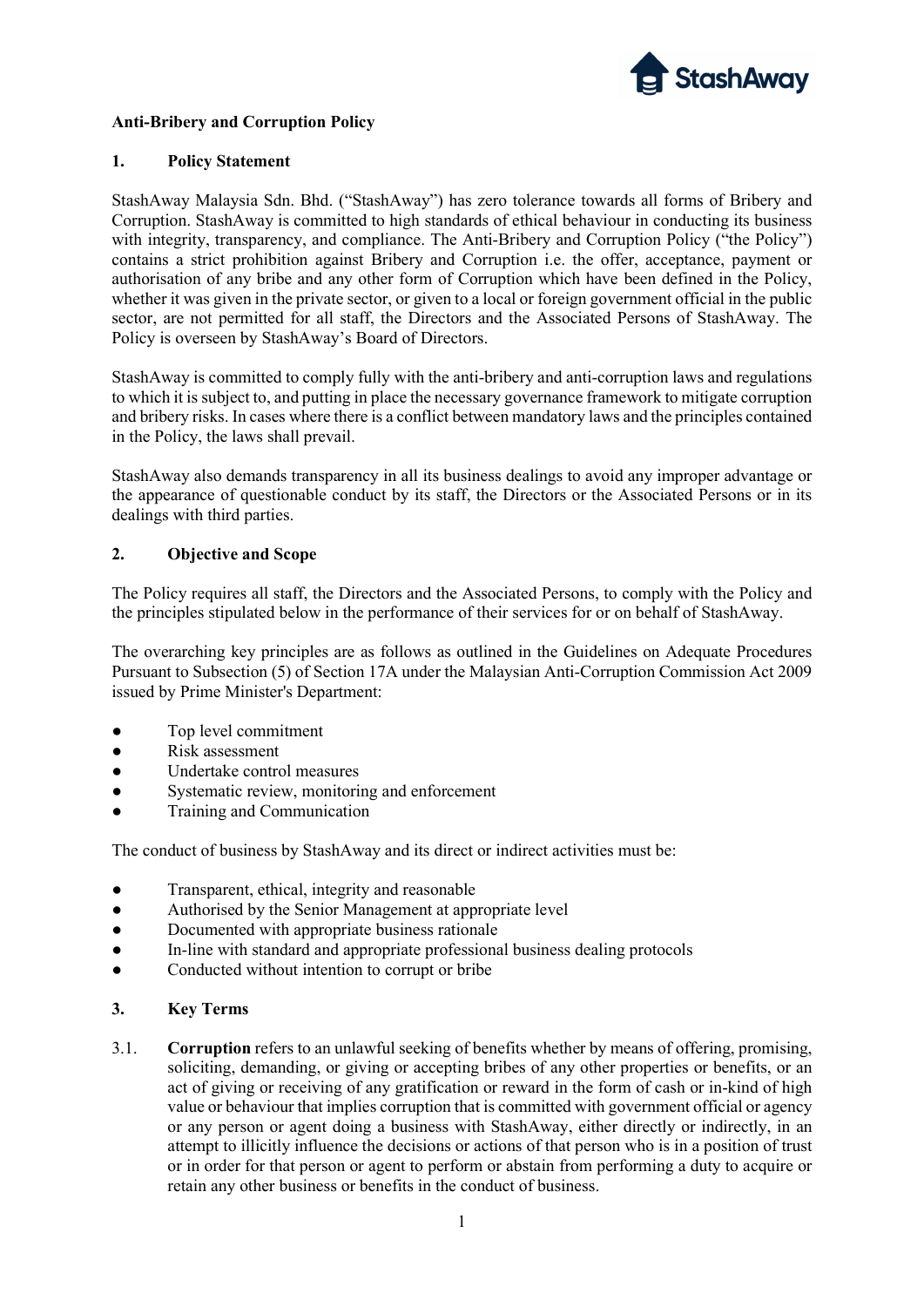**Anti-Bribery and Corruption Policy**

## 1. Policy Statement

StashAway Malaysia Sdn. Bhd. ("StashAway") has zero tolerance towards all forms of Bribery and Corruption. StashAway is committed to high standards of ethical behaviour in conducting its business with integrity, transparency, and compliance. The Anti-Bribery and Corruption Policy ("the Policy") contains a strict prohibition against Bribery and Corruption i.e. the offer, acceptance, payment or authorisation of any bribe and any other form of Corruption which have been defined in the Policy, whether it was given in the private sector, or given to a local or foreign government official in the public sector, are not permitted for all staff, the Directors and the Associated Persons of StashAway. The Policy is overseen by StashAway's Board of Directors.

StashAway is committed to comply fully with the anti-bribery and anti-corruption laws and regulations to which it is subject to, and putting in place the necessary governance framework to mitigate corruption and bribery risks. In cases where there is a conflict between mandatory laws and the principles contained in the Policy, the laws shall prevail.

StashAway also demands transparency in all its business dealings to avoid any improper advantage or the appearance of questionable conduct by its staff, the Directors or the Associated Persons or in its dealings with third parties.

## 2. Objective and Scope

The Policy requires all staff, the Directors and the Associated Persons, to comply with the Policy and the principles stipulated below in the performance of their services for or on behalf of StashAway.

The overarching key principles are as follows as outlined in the Guidelines on Adequate Procedures Pursuant to Subsection (5) of Section 17A under the Malaysian Anti-Corruption Commission Act 2009 issued by Prime Minister's Department:

- Top level commitment
- Risk assessment
- Undertake control measures
- Systematic review, monitoring and enforcement
- Training and Communication

The conduct of business by StashAway and its direct or indirect activities must be:

- Transparent, ethical, integrity and reasonable
- Authorised by the Senior Management at appropriate level
- Documented with appropriate business rationale
- In-line with standard and appropriate professional business dealing protocols
- Conducted without intention to corrupt or bribe

## 3. Key Terms

3.1. **Corruption** refers to an unlawful seeking of benefits whether by means of offering, promising, soliciting, demanding, or giving or accepting bribes of any other properties or benefits, or an act of giving or receiving of any gratification or reward in the form of cash or in-kind of high value or behaviour that implies corruption that is committed with government official or agency or any person or agent doing a business with StashAway, either directly or indirectly, in an attempt to illicitly influence the decisions or actions of that person who is in a position of trust or in order for that person or agent to perform or abstain from performing a duty to acquire or retain any other business or benefits in the conduct of business.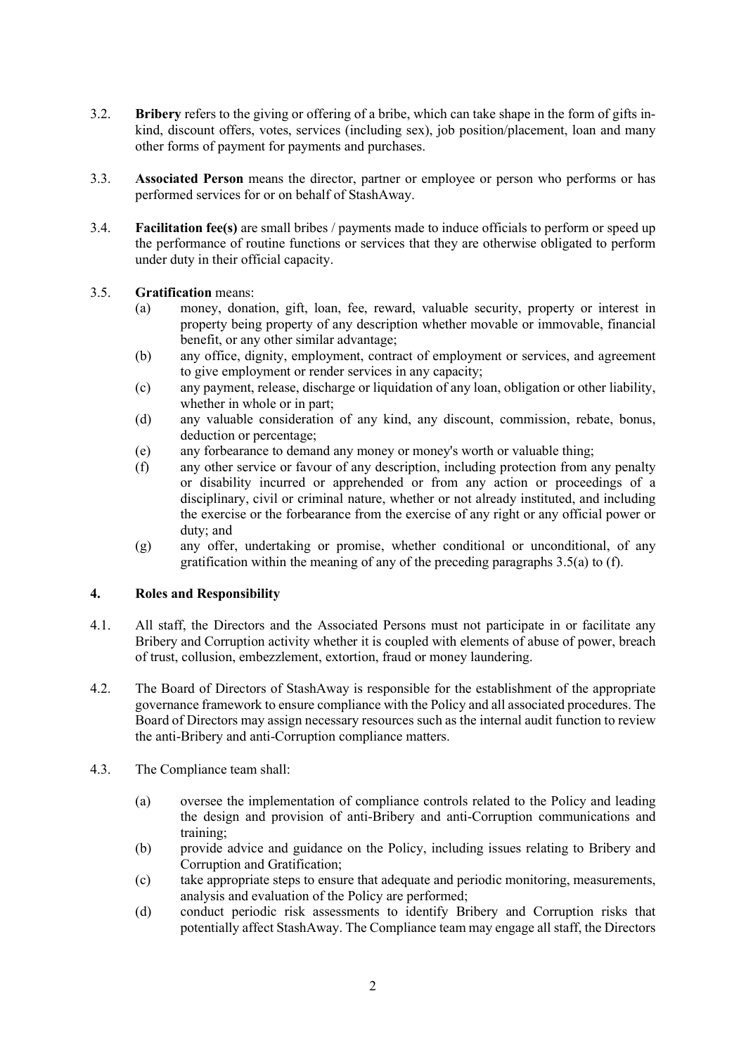3.2. **Bribery** refers to the giving or offering of a bribe, which can take shape in the form of gifts in-kind, discount offers, votes, services (including sex), job position/placement, loan and many other forms of payment for payments and purchases.

3.3. **Associated Person** means the director, partner or employee or person who performs or has performed services for or on behalf of StashAway.

3.4. **Facilitation fee(s)** are small bribes / payments made to induce officials to perform or speed up the performance of routine functions or services that they are otherwise obligated to perform under duty in their official capacity.

3.5. **Gratification** means:

- (a) money, donation, gift, loan, fee, reward, valuable security, property or interest in property being property of any description whether movable or immovable, financial benefit, or any other similar advantage;
- (b) any office, dignity, employment, contract of employment or services, and agreement to give employment or render services in any capacity;
- (c) any payment, release, discharge or liquidation of any loan, obligation or other liability, whether in whole or in part;
- (d) any valuable consideration of any kind, any discount, commission, rebate, bonus, deduction or percentage;
- (e) any forbearance to demand any money or money's worth or valuable thing;
- (f) any other service or favour of any description, including protection from any penalty or disability incurred or apprehended or from any action or proceedings of a disciplinary, civil or criminal nature, whether or not already instituted, and including the exercise or the forbearance from the exercise of any right or any official power or duty; and
- (g) any offer, undertaking or promise, whether conditional or unconditional, of any gratification within the meaning of any of the preceding paragraphs 3.5(a) to (f).

## 4. Roles and Responsibility

4.1. All staff, the Directors and the Associated Persons must not participate in or facilitate any Bribery and Corruption activity whether it is coupled with elements of abuse of power, breach of trust, collusion, embezzlement, extortion, fraud or money laundering.

4.2. The Board of Directors of StashAway is responsible for the establishment of the appropriate governance framework to ensure compliance with the Policy and all associated procedures. The Board of Directors may assign necessary resources such as the internal audit function to review the anti-Bribery and anti-Corruption compliance matters.

4.3. The Compliance team shall:

- (a) oversee the implementation of compliance controls related to the Policy and leading the design and provision of anti-Bribery and anti-Corruption communications and training;
- (b) provide advice and guidance on the Policy, including issues relating to Bribery and Corruption and Gratification;
- (c) take appropriate steps to ensure that adequate and periodic monitoring, measurements, analysis and evaluation of the Policy are performed;
- (d) conduct periodic risk assessments to identify Bribery and Corruption risks that potentially affect StashAway. The Compliance team may engage all staff, the Directors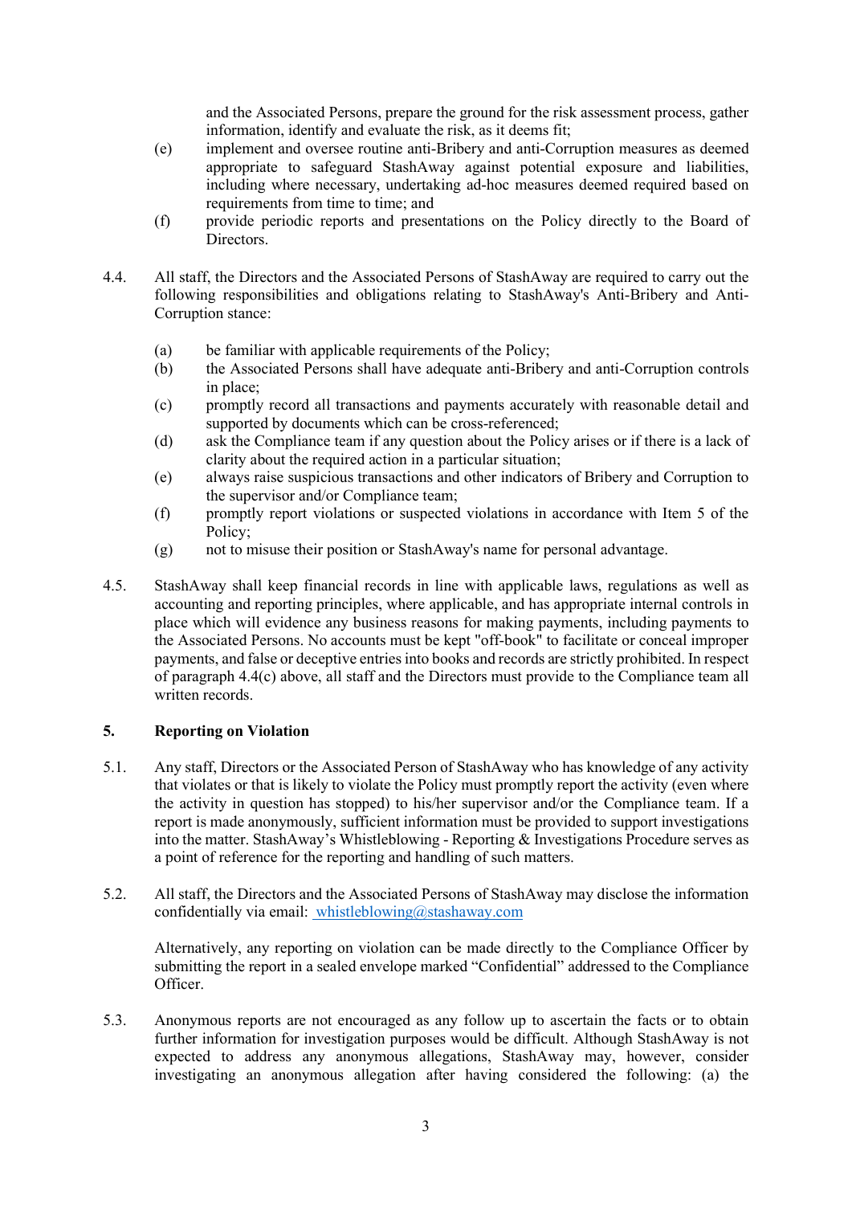and the Associated Persons, prepare the ground for the risk assessment process, gather information, identify and evaluate the risk, as it deems fit;

(e) implement and oversee routine anti-Bribery and anti-Corruption measures as deemed appropriate to safeguard StashAway against potential exposure and liabilities, including where necessary, undertaking ad-hoc measures deemed required based on requirements from time to time; and

(f) provide periodic reports and presentations on the Policy directly to the Board of Directors.

4.4. All staff, the Directors and the Associated Persons of StashAway are required to carry out the following responsibilities and obligations relating to StashAway's Anti-Bribery and Anti-Corruption stance:

(a) be familiar with applicable requirements of the Policy;

(b) the Associated Persons shall have adequate anti-Bribery and anti-Corruption controls in place;

(c) promptly record all transactions and payments accurately with reasonable detail and supported by documents which can be cross-referenced;

(d) ask the Compliance team if any question about the Policy arises or if there is a lack of clarity about the required action in a particular situation;

(e) always raise suspicious transactions and other indicators of Bribery and Corruption to the supervisor and/or Compliance team;

(f) promptly report violations or suspected violations in accordance with Item 5 of the Policy;

(g) not to misuse their position or StashAway's name for personal advantage.

4.5. StashAway shall keep financial records in line with applicable laws, regulations as well as accounting and reporting principles, where applicable, and has appropriate internal controls in place which will evidence any business reasons for making payments, including payments to the Associated Persons. No accounts must be kept "off-book" to facilitate or conceal improper payments, and false or deceptive entries into books and records are strictly prohibited. In respect of paragraph 4.4(c) above, all staff and the Directors must provide to the Compliance team all written records.

## 5. Reporting on Violation

5.1. Any staff, Directors or the Associated Person of StashAway who has knowledge of any activity that violates or that is likely to violate the Policy must promptly report the activity (even where the activity in question has stopped) to his/her supervisor and/or the Compliance team. If a report is made anonymously, sufficient information must be provided to support investigations into the matter. StashAway's Whistleblowing - Reporting & Investigations Procedure serves as a point of reference for the reporting and handling of such matters.

5.2. All staff, the Directors and the Associated Persons of StashAway may disclose the information confidentially via email: whistleblowing@stashaway.com

Alternatively, any reporting on violation can be made directly to the Compliance Officer by submitting the report in a sealed envelope marked "Confidential" addressed to the Compliance Officer.

5.3. Anonymous reports are not encouraged as any follow up to ascertain the facts or to obtain further information for investigation purposes would be difficult. Although StashAway is not expected to address any anonymous allegations, StashAway may, however, consider investigating an anonymous allegation after having considered the following: (a) the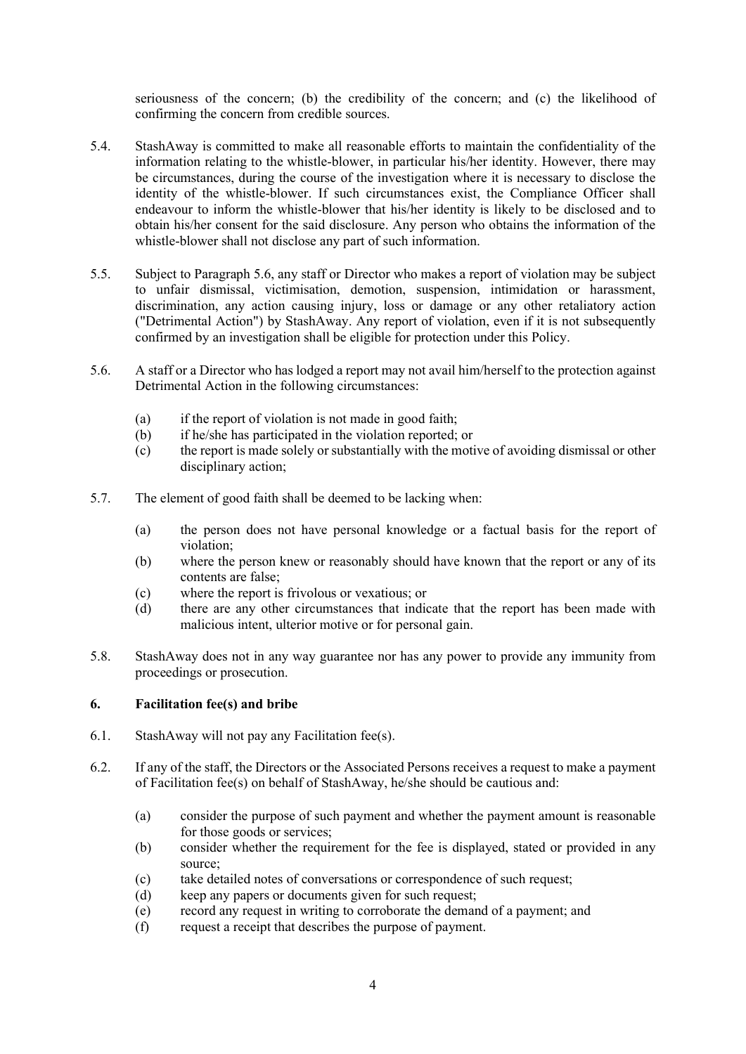seriousness of the concern; (b) the credibility of the concern; and (c) the likelihood of confirming the concern from credible sources.

5.4. StashAway is committed to make all reasonable efforts to maintain the confidentiality of the information relating to the whistle-blower, in particular his/her identity. However, there may be circumstances, during the course of the investigation where it is necessary to disclose the identity of the whistle-blower. If such circumstances exist, the Compliance Officer shall endeavour to inform the whistle-blower that his/her identity is likely to be disclosed and to obtain his/her consent for the said disclosure. Any person who obtains the information of the whistle-blower shall not disclose any part of such information.

5.5. Subject to Paragraph 5.6, any staff or Director who makes a report of violation may be subject to unfair dismissal, victimisation, demotion, suspension, intimidation or harassment, discrimination, any action causing injury, loss or damage or any other retaliatory action ("Detrimental Action") by StashAway. Any report of violation, even if it is not subsequently confirmed by an investigation shall be eligible for protection under this Policy.

5.6. A staff or a Director who has lodged a report may not avail him/herself to the protection against Detrimental Action in the following circumstances:

(a) if the report of violation is not made in good faith;
(b) if he/she has participated in the violation reported; or
(c) the report is made solely or substantially with the motive of avoiding dismissal or other disciplinary action;

5.7. The element of good faith shall be deemed to be lacking when:

(a) the person does not have personal knowledge or a factual basis for the report of violation;
(b) where the person knew or reasonably should have known that the report or any of its contents are false;
(c) where the report is frivolous or vexatious; or
(d) there are any other circumstances that indicate that the report has been made with malicious intent, ulterior motive or for personal gain.

5.8. StashAway does not in any way guarantee nor has any power to provide any immunity from proceedings or prosecution.

## 6. Facilitation fee(s) and bribe

6.1. StashAway will not pay any Facilitation fee(s).

6.2. If any of the staff, the Directors or the Associated Persons receives a request to make a payment of Facilitation fee(s) on behalf of StashAway, he/she should be cautious and:

(a) consider the purpose of such payment and whether the payment amount is reasonable for those goods or services;
(b) consider whether the requirement for the fee is displayed, stated or provided in any source;
(c) take detailed notes of conversations or correspondence of such request;
(d) keep any papers or documents given for such request;
(e) record any request in writing to corroborate the demand of a payment; and
(f) request a receipt that describes the purpose of payment.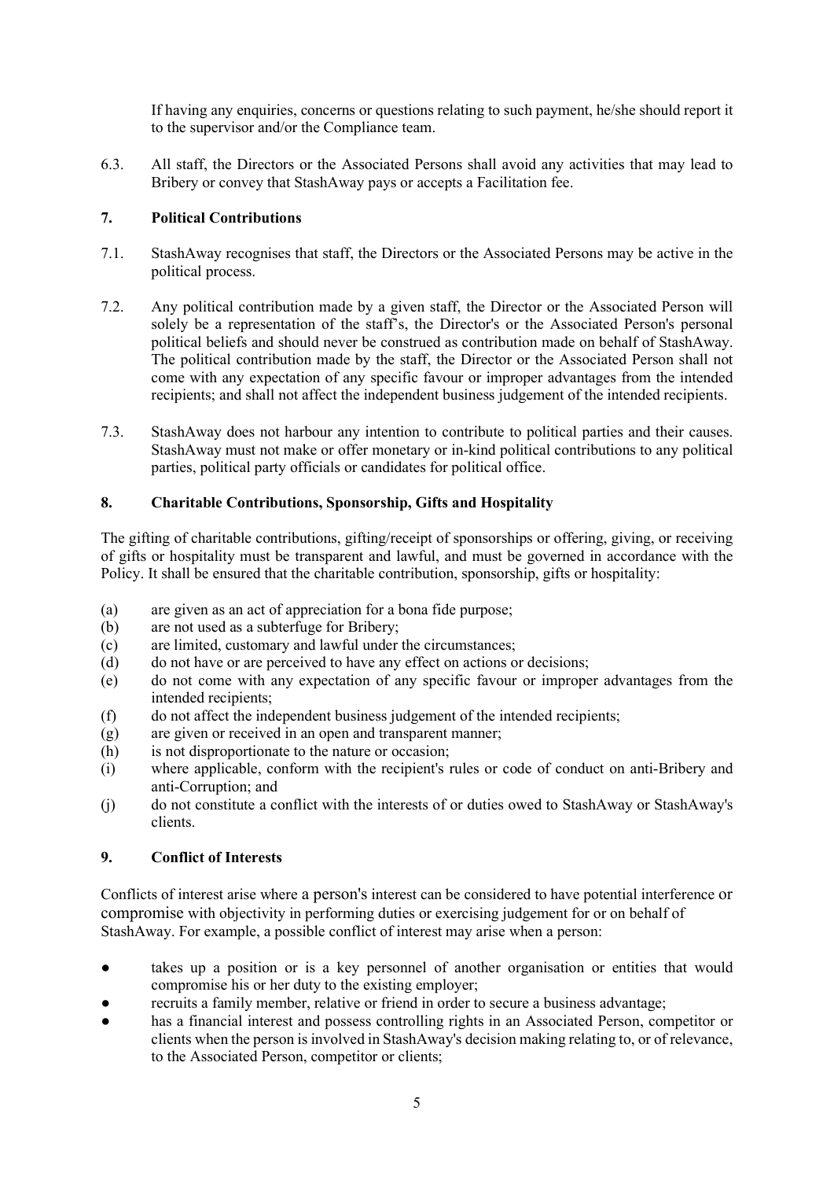If having any enquiries, concerns or questions relating to such payment, he/she should report it to the supervisor and/or the Compliance team.

6.3. All staff, the Directors or the Associated Persons shall avoid any activities that may lead to Bribery or convey that StashAway pays or accepts a Facilitation fee.

## 7. Political Contributions

7.1. StashAway recognises that staff, the Directors or the Associated Persons may be active in the political process.

7.2. Any political contribution made by a given staff, the Director or the Associated Person will solely be a representation of the staff's, the Director's or the Associated Person's personal political beliefs and should never be construed as contribution made on behalf of StashAway. The political contribution made by the staff, the Director or the Associated Person shall not come with any expectation of any specific favour or improper advantages from the intended recipients; and shall not affect the independent business judgement of the intended recipients.

7.3. StashAway does not harbour any intention to contribute to political parties and their causes. StashAway must not make or offer monetary or in-kind political contributions to any political parties, political party officials or candidates for political office.

## 8. Charitable Contributions, Sponsorship, Gifts and Hospitality

The gifting of charitable contributions, gifting/receipt of sponsorships or offering, giving, or receiving of gifts or hospitality must be transparent and lawful, and must be governed in accordance with the Policy. It shall be ensured that the charitable contribution, sponsorship, gifts or hospitality:

(a) are given as an act of appreciation for a bona fide purpose;
(b) are not used as a subterfuge for Bribery;
(c) are limited, customary and lawful under the circumstances;
(d) do not have or are perceived to have any effect on actions or decisions;
(e) do not come with any expectation of any specific favour or improper advantages from the intended recipients;
(f) do not affect the independent business judgement of the intended recipients;
(g) are given or received in an open and transparent manner;
(h) is not disproportionate to the nature or occasion;
(i) where applicable, conform with the recipient's rules or code of conduct on anti-Bribery and anti-Corruption; and
(j) do not constitute a conflict with the interests of or duties owed to StashAway or StashAway's clients.

## 9. Conflict of Interests

Conflicts of interest arise where a person's interest can be considered to have potential interference or compromise with objectivity in performing duties or exercising judgement for or on behalf of StashAway. For example, a possible conflict of interest may arise when a person:

- takes up a position or is a key personnel of another organisation or entities that would compromise his or her duty to the existing employer;
- recruits a family member, relative or friend in order to secure a business advantage;
- has a financial interest and possess controlling rights in an Associated Person, competitor or clients when the person is involved in StashAway's decision making relating to, or of relevance, to the Associated Person, competitor or clients;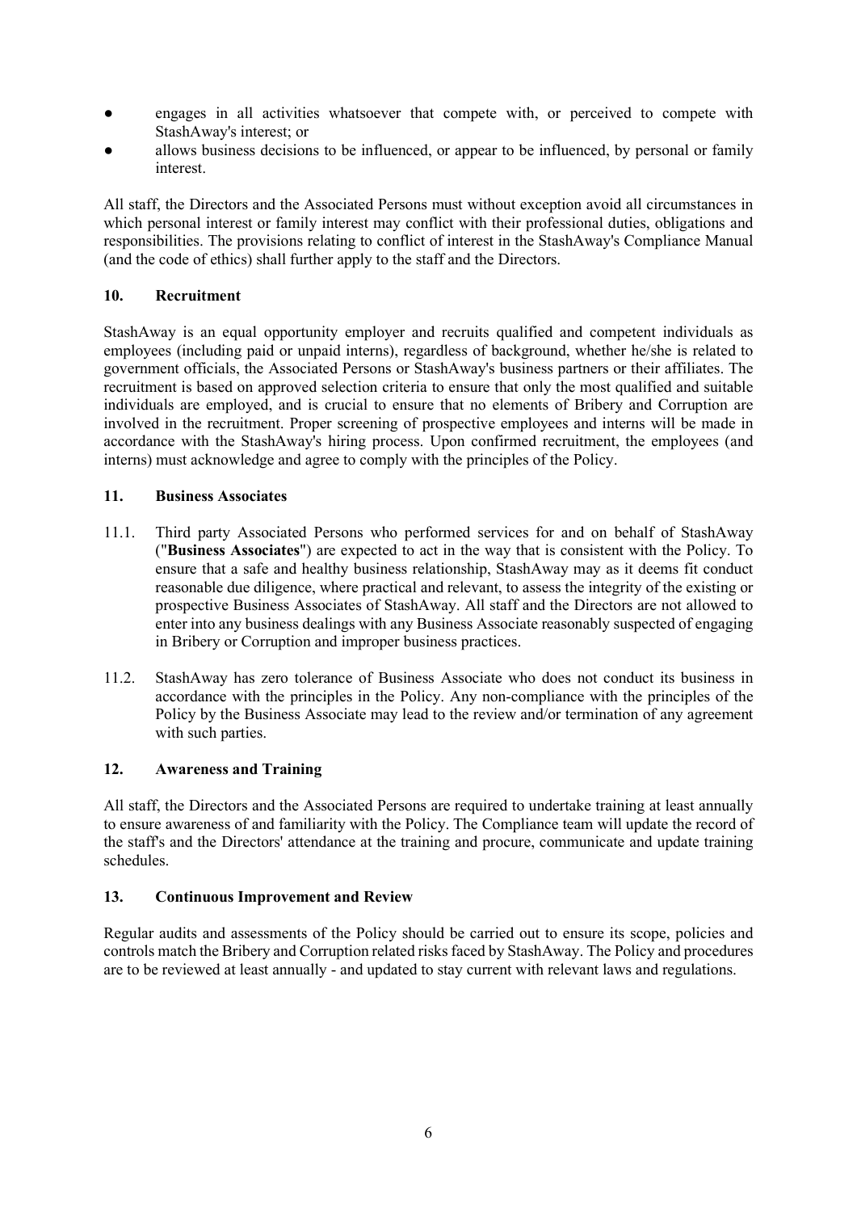- engages in all activities whatsoever that compete with, or perceived to compete with StashAway's interest; or
- allows business decisions to be influenced, or appear to be influenced, by personal or family interest.

All staff, the Directors and the Associated Persons must without exception avoid all circumstances in which personal interest or family interest may conflict with their professional duties, obligations and responsibilities. The provisions relating to conflict of interest in the StashAway's Compliance Manual (and the code of ethics) shall further apply to the staff and the Directors.

## 10. Recruitment

StashAway is an equal opportunity employer and recruits qualified and competent individuals as employees (including paid or unpaid interns), regardless of background, whether he/she is related to government officials, the Associated Persons or StashAway's business partners or their affiliates. The recruitment is based on approved selection criteria to ensure that only the most qualified and suitable individuals are employed, and is crucial to ensure that no elements of Bribery and Corruption are involved in the recruitment. Proper screening of prospective employees and interns will be made in accordance with the StashAway's hiring process. Upon confirmed recruitment, the employees (and interns) must acknowledge and agree to comply with the principles of the Policy.

## 11. Business Associates

11.1. Third party Associated Persons who performed services for and on behalf of StashAway ("**Business Associates**") are expected to act in the way that is consistent with the Policy. To ensure that a safe and healthy business relationship, StashAway may as it deems fit conduct reasonable due diligence, where practical and relevant, to assess the integrity of the existing or prospective Business Associates of StashAway. All staff and the Directors are not allowed to enter into any business dealings with any Business Associate reasonably suspected of engaging in Bribery or Corruption and improper business practices.

11.2. StashAway has zero tolerance of Business Associate who does not conduct its business in accordance with the principles in the Policy. Any non-compliance with the principles of the Policy by the Business Associate may lead to the review and/or termination of any agreement with such parties.

## 12. Awareness and Training

All staff, the Directors and the Associated Persons are required to undertake training at least annually to ensure awareness of and familiarity with the Policy. The Compliance team will update the record of the staff's and the Directors' attendance at the training and procure, communicate and update training schedules.

## 13. Continuous Improvement and Review

Regular audits and assessments of the Policy should be carried out to ensure its scope, policies and controls match the Bribery and Corruption related risks faced by StashAway. The Policy and procedures are to be reviewed at least annually - and updated to stay current with relevant laws and regulations.